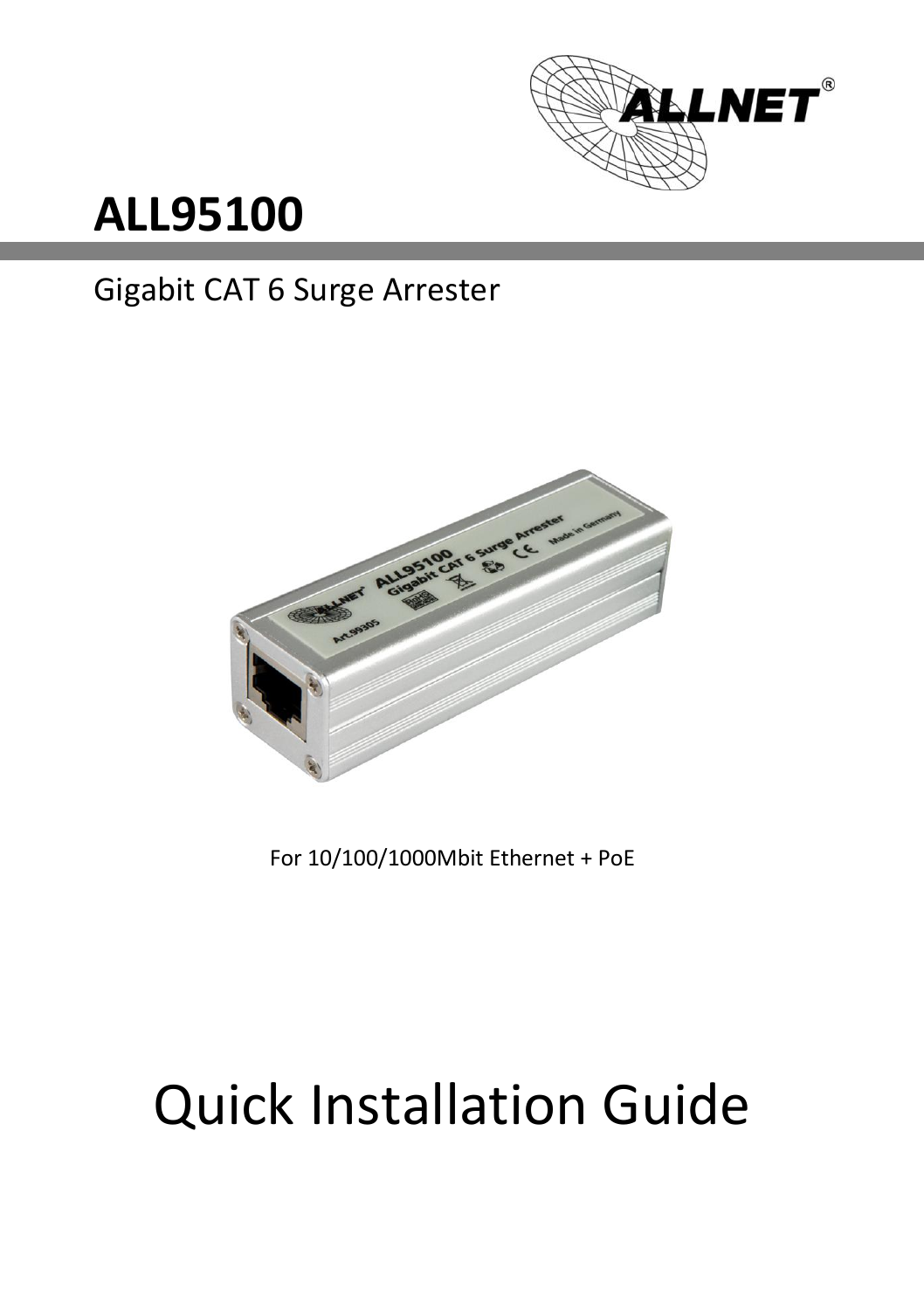# ALL95100

Gigabit CAT 6 Surge Arrester

For 10/100/1000Mbit Ethernet + PoE

# Quick Installation Guide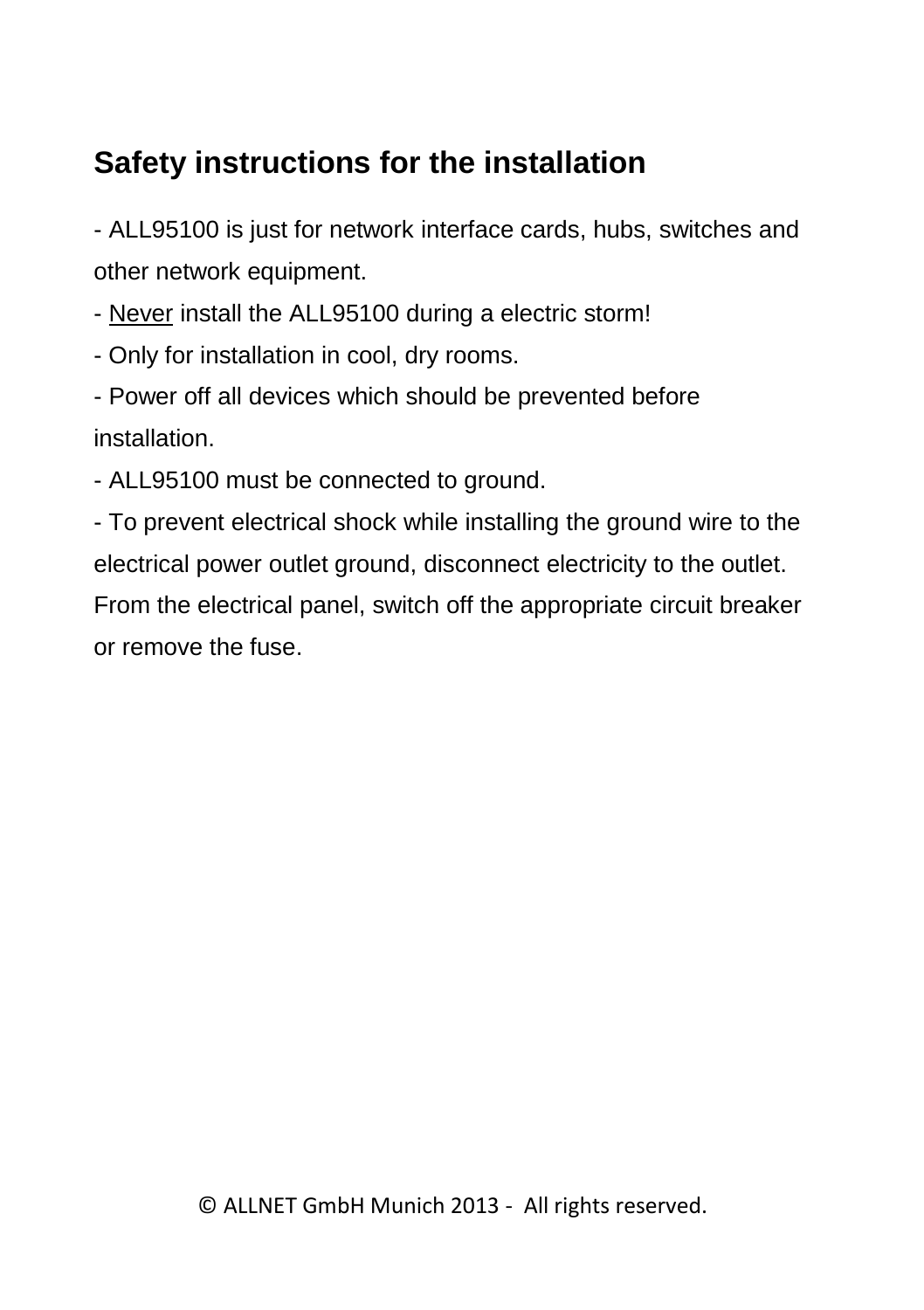## Safety instructions for the installation

- ALL95100 is just for network interface cards, hubs, switches and other network equipment.
- <u>Never</u> install the ALL95100 during a electric storm!
- Only for installation in cool, dry rooms.
- Power off all devices which should be prevented before installation.
- ALL95100 must be connected to ground.
- To prevent electrical shock while installing the ground wire to the electrical power outlet ground, disconnect electricity to the outlet. From the electrical panel, switch off the appropriate circuit breaker or remove the fuse.

© ALLNET GmbH Munich 2013 - All rights reserved.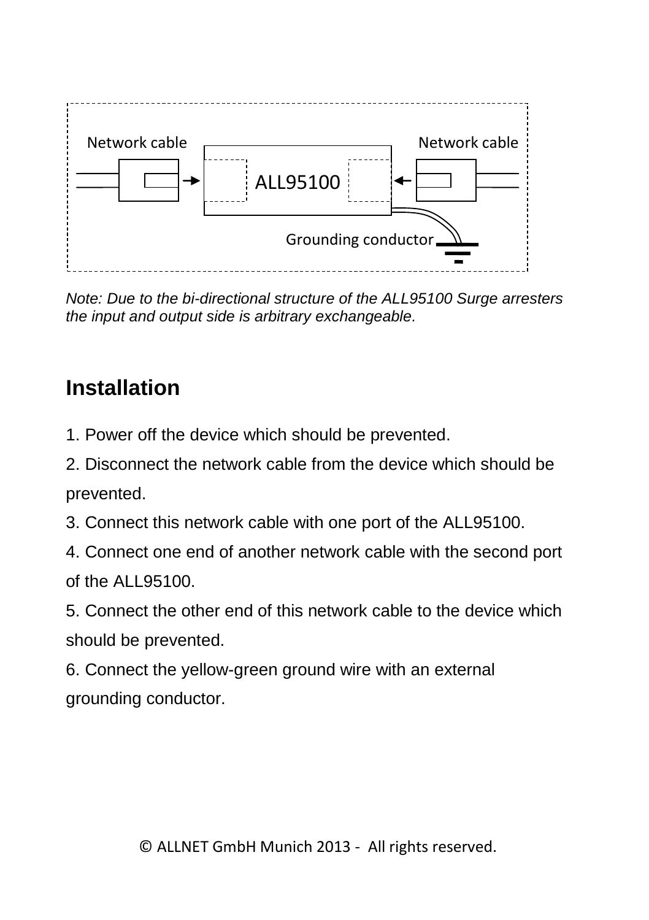Network cable ALL95100 Network cable

Grounding conductor

*Note: Due to the bi-directional structure of the ALL95100 Surge arresters the input and output side is arbitrary exchangeable.*

## Installation

1. Power off the device which should be prevented.
2. Disconnect the network cable from the device which should be prevented.
3. Connect this network cable with one port of the ALL95100.
4. Connect one end of another network cable with the second port of the ALL95100.
5. Connect the other end of this network cable to the device which should be prevented.
6. Connect the yellow-green ground wire with an external grounding conductor.

© ALLNET GmbH Munich 2013 - All rights reserved.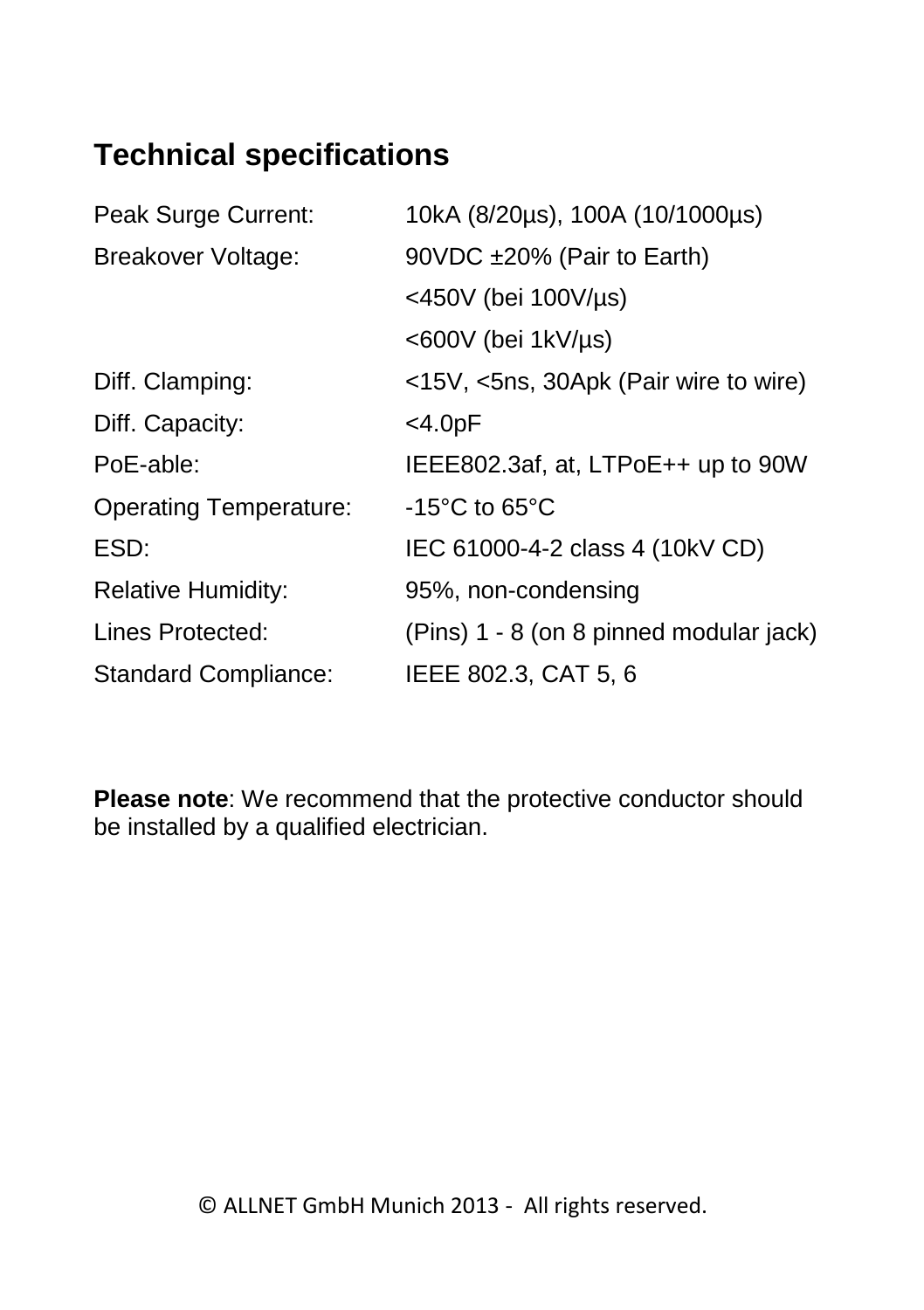## Technical specifications

| | |
|---|---|
| Peak Surge Current: | 10kA (8/20µs), 100A (10/1000µs) |
| Breakover Voltage: | 90VDC ±20% (Pair to Earth) |
| | <450V (bei 100V/µs) |
| | <600V (bei 1kV/µs) |
| Diff. Clamping: | <15V, <5ns, 30Apk (Pair wire to wire) |
| Diff. Capacity: | <4.0pF |
| PoE-able: | IEEE802.3af, at, LTPoE++ up to 90W |
| Operating Temperature: | -15°C to 65°C |
| ESD: | IEC 61000-4-2 class 4 (10kV CD) |
| Relative Humidity: | 95%, non-condensing |
| Lines Protected: | (Pins) 1 - 8 (on 8 pinned modular jack) |
| Standard Compliance: | IEEE 802.3, CAT 5, 6 |

**Please note**: We recommend that the protective conductor should be installed by a qualified electrician.

© ALLNET GmbH Munich 2013 - All rights reserved.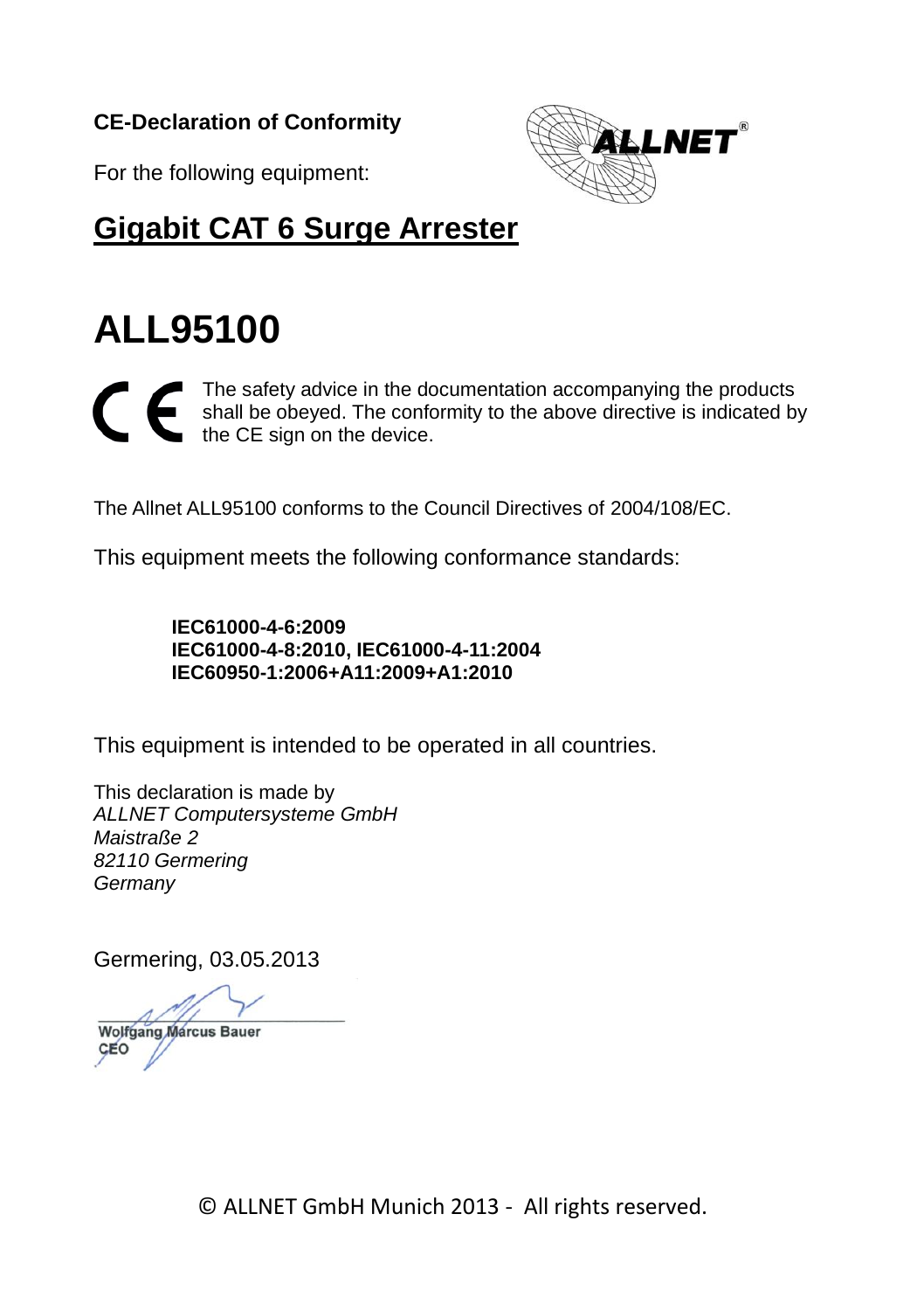**CE-Declaration of Conformity**

For the following equipment:

## Gigabit CAT 6 Surge Arrester

# ALL95100

CE The safety advice in the documentation accompanying the products shall be obeyed. The conformity to the above directive is indicated by the CE sign on the device.

The Allnet ALL95100 conforms to the Council Directives of 2004/108/EC.

This equipment meets the following conformance standards:

**IEC61000-4-6:2009**
**IEC61000-4-8:2010, IEC61000-4-11:2004**
**IEC60950-1:2006+A11:2009+A1:2010**

This equipment is intended to be operated in all countries.

This declaration is made by
*ALLNET Computersysteme GmbH*
*Maistraße 2*
*82110 Germering*
*Germany*

Germering, 03.05.2013

Wolfgang Marcus Bauer
CEO

© ALLNET GmbH Munich 2013 - All rights reserved.